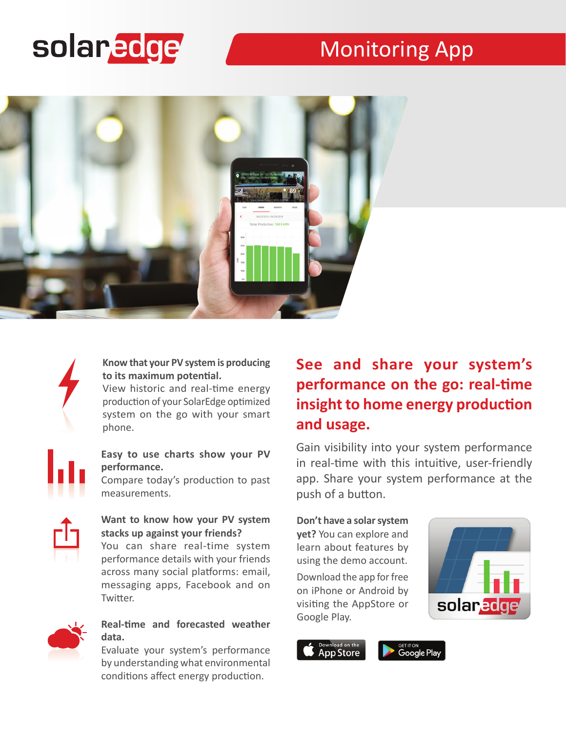# solaredge

## Monitoring App

**Know that your PV system is producing to its maximum potential.**
View historic and real-time energy production of your SolarEdge optimized system on the go with your smart phone.

**Easy to use charts show your PV performance.**
Compare today's production to past measurements.

**Want to know how your PV system stacks up against your friends?**
You can share real-time system performance details with your friends across many social platforms: email, messaging apps, Facebook and on Twitter.

**Real-time and forecasted weather data.**
Evaluate your system's performance by understanding what environmental conditions affect energy production.

## See and share your system's performance on the go: real-time insight to home energy production and usage.

Gain visibility into your system performance in real-time with this intuitive, user-friendly app. Share your system performance at the push of a button.

**Don't have a solar system yet?** You can explore and learn about features by using the demo account.

Download the app for free on iPhone or Android by visiting the AppStore or Google Play.

Download on the App Store

GET IT ON Google Play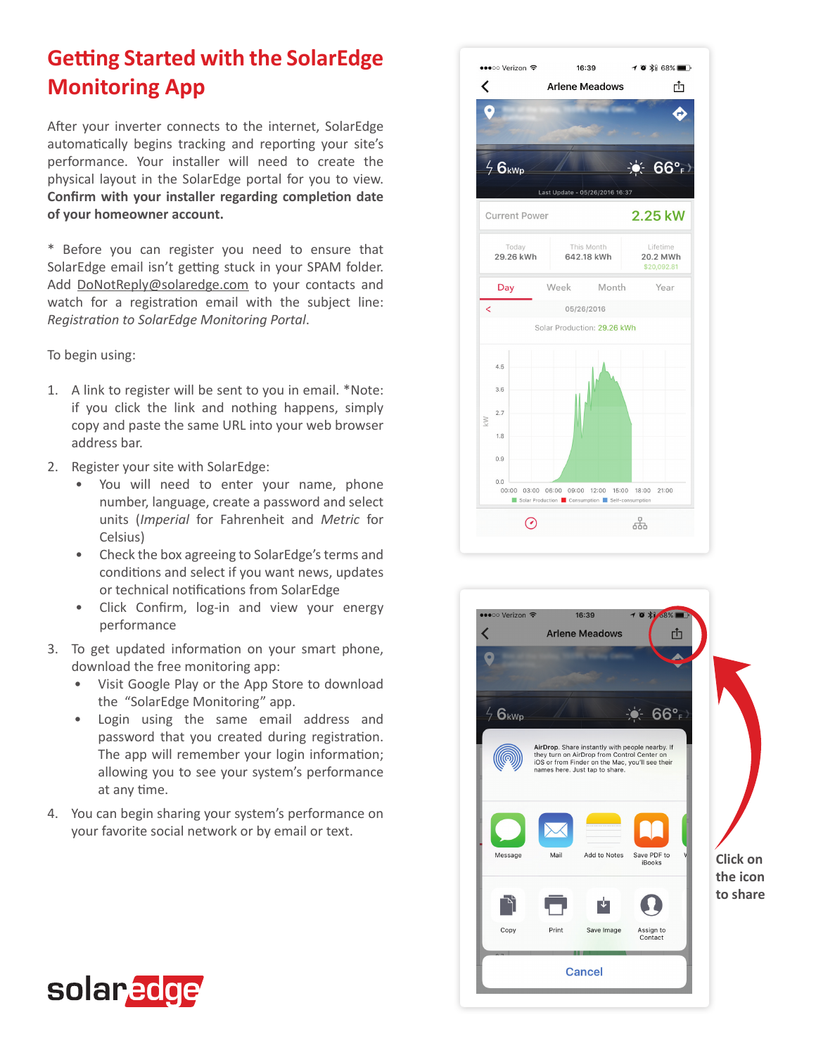# Getting Started with the SolarEdge Monitoring App

After your inverter connects to the internet, SolarEdge automatically begins tracking and reporting your site's performance. Your installer will need to create the physical layout in the SolarEdge portal for you to view. **Confirm with your installer regarding completion date of your homeowner account.**

* Before you can register you need to ensure that SolarEdge email isn't getting stuck in your SPAM folder. Add DoNotReply@solaredge.com to your contacts and watch for a registration email with the subject line: *Registration to SolarEdge Monitoring Portal*.

To begin using:

1. A link to register will be sent to you in email. *Note: if you click the link and nothing happens, simply copy and paste the same URL into your web browser address bar.
2. Register your site with SolarEdge:
   - You will need to enter your name, phone number, language, create a password and select units (*Imperial* for Fahrenheit and *Metric* for Celsius)
   - Check the box agreeing to SolarEdge's terms and conditions and select if you want news, updates or technical notifications from SolarEdge
   - Click Confirm, log-in and view your energy performance
3. To get updated information on your smart phone, download the free monitoring app:
   - Visit Google Play or the App Store to download the "SolarEdge Monitoring" app.
   - Login using the same email address and password that you created during registration. The app will remember your login information; allowing you to see your system's performance at any time.
4. You can begin sharing your system's performance on your favorite social network or by email or text.

Click on the icon to share